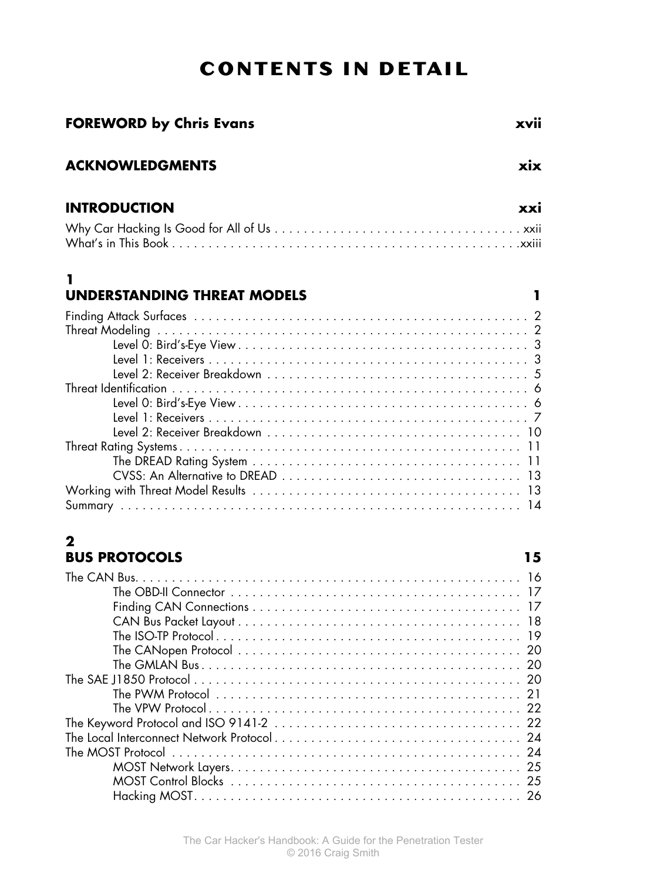# CONTENTS IN DETAIL

**FOREWORD by Chris Evans** **xvii**

**ACKNOWLEDGMENTS** **xix**

**INTRODUCTION** **xxi**

Why Car Hacking Is Good for All of Us . . . . . . . . . . . . . . . . . . . . . . . . . . . . . . . . . . xxii
What's in This Book . . . . . . . . . . . . . . . . . . . . . . . . . . . . . . . . . . . . . . . . . . . . . . . .xxiii

## 1 UNDERSTANDING THREAT MODELS 1

Finding Attack Surfaces . . . . . . . . . . . . . . . . . . . . . . . . . . . . . . . . . . . . . . . . . . . . . 2
Threat Modeling . . . . . . . . . . . . . . . . . . . . . . . . . . . . . . . . . . . . . . . . . . . . . . . . . . 2
Level 0: Bird's-Eye View . . . . . . . . . . . . . . . . . . . . . . . . . . . . . . . . . . . . . . . . 3
Level 1: Receivers . . . . . . . . . . . . . . . . . . . . . . . . . . . . . . . . . . . . . . . . . . . . 3
Level 2: Receiver Breakdown . . . . . . . . . . . . . . . . . . . . . . . . . . . . . . . . . . . . 5
Threat Identification . . . . . . . . . . . . . . . . . . . . . . . . . . . . . . . . . . . . . . . . . . . . . . . . 6
Level 0: Bird's-Eye View . . . . . . . . . . . . . . . . . . . . . . . . . . . . . . . . . . . . . . . . 6
Level 1: Receivers . . . . . . . . . . . . . . . . . . . . . . . . . . . . . . . . . . . . . . . . . . . . 7
Level 2: Receiver Breakdown . . . . . . . . . . . . . . . . . . . . . . . . . . . . . . . . . . . 10
Threat Rating Systems . . . . . . . . . . . . . . . . . . . . . . . . . . . . . . . . . . . . . . . . . . . . . 11
The DREAD Rating System . . . . . . . . . . . . . . . . . . . . . . . . . . . . . . . . . . . . 11
CVSS: An Alternative to DREAD . . . . . . . . . . . . . . . . . . . . . . . . . . . . . . . . 13
Working with Threat Model Results . . . . . . . . . . . . . . . . . . . . . . . . . . . . . . . . . . . . 13
Summary . . . . . . . . . . . . . . . . . . . . . . . . . . . . . . . . . . . . . . . . . . . . . . . . . . . . . 14

## 2 BUS PROTOCOLS 15

The CAN Bus. . . . . . . . . . . . . . . . . . . . . . . . . . . . . . . . . . . . . . . . . . . . . . . . . . . 16
The OBD-II Connector . . . . . . . . . . . . . . . . . . . . . . . . . . . . . . . . . . . . . . . . 17
Finding CAN Connections . . . . . . . . . . . . . . . . . . . . . . . . . . . . . . . . . . . . . 17
CAN Bus Packet Layout . . . . . . . . . . . . . . . . . . . . . . . . . . . . . . . . . . . . . . 18
The ISO-TP Protocol . . . . . . . . . . . . . . . . . . . . . . . . . . . . . . . . . . . . . . . . . 19
The CANopen Protocol . . . . . . . . . . . . . . . . . . . . . . . . . . . . . . . . . . . . . . . 20
The GMLAN Bus . . . . . . . . . . . . . . . . . . . . . . . . . . . . . . . . . . . . . . . . . . . . 20
The SAE J1850 Protocol . . . . . . . . . . . . . . . . . . . . . . . . . . . . . . . . . . . . . . . . . . . 20
The PWM Protocol . . . . . . . . . . . . . . . . . . . . . . . . . . . . . . . . . . . . . . . . . . 21
The VPW Protocol . . . . . . . . . . . . . . . . . . . . . . . . . . . . . . . . . . . . . . . . . . . 22
The Keyword Protocol and ISO 9141-2 . . . . . . . . . . . . . . . . . . . . . . . . . . . . . . . . . 22
The Local Interconnect Network Protocol . . . . . . . . . . . . . . . . . . . . . . . . . . . . . . . . 24
The MOST Protocol . . . . . . . . . . . . . . . . . . . . . . . . . . . . . . . . . . . . . . . . . . . . . . 24
MOST Network Layers. . . . . . . . . . . . . . . . . . . . . . . . . . . . . . . . . . . . . . . . 25
MOST Control Blocks . . . . . . . . . . . . . . . . . . . . . . . . . . . . . . . . . . . . . . . . 25
Hacking MOST. . . . . . . . . . . . . . . . . . . . . . . . . . . . . . . . . . . . . . . . . . . . . 26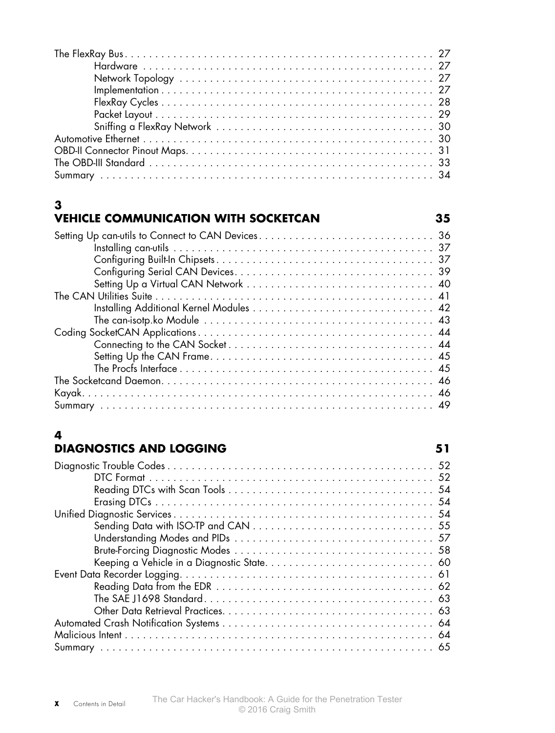The FlexRay Bus . . . 27
- Hardware . . . 27
- Network Topology . . . 27
- Implementation . . . 27
- FlexRay Cycles . . . 28
- Packet Layout . . . 29
- Sniffing a FlexRay Network . . . 30

Automotive Ethernet . . . 30
OBD-II Connector Pinout Maps . . . 31
The OBD-III Standard . . . 33
Summary . . . 34

## 3 VEHICLE COMMUNICATION WITH SOCKETCAN 35

Setting Up can-utils to Connect to CAN Devices . . . 36
- Installing can-utils . . . 37
- Configuring Built-In Chipsets . . . 37
- Configuring Serial CAN Devices . . . 39
- Setting Up a Virtual CAN Network . . . 40

The CAN Utilities Suite . . . 41
- Installing Additional Kernel Modules . . . 42
- The can-isotp.ko Module . . . 43

Coding SocketCAN Applications . . . 44
- Connecting to the CAN Socket . . . 44
- Setting Up the CAN Frame . . . 45
- The Procfs Interface . . . 45

The Socketcand Daemon . . . 46
Kayak . . . 46
Summary . . . 49

## 4 DIAGNOSTICS AND LOGGING 51

Diagnostic Trouble Codes . . . 52
- DTC Format . . . 52
- Reading DTCs with Scan Tools . . . 54
- Erasing DTCs . . . 54

Unified Diagnostic Services . . . 54
- Sending Data with ISO-TP and CAN . . . 55
- Understanding Modes and PIDs . . . 57
- Brute-Forcing Diagnostic Modes . . . 58
- Keeping a Vehicle in a Diagnostic State . . . 60

Event Data Recorder Logging . . . 61
- Reading Data from the EDR . . . 62
- The SAE J1698 Standard . . . 63
- Other Data Retrieval Practices . . . 63

Automated Crash Notification Systems . . . 64
Malicious Intent . . . 64
Summary . . . 65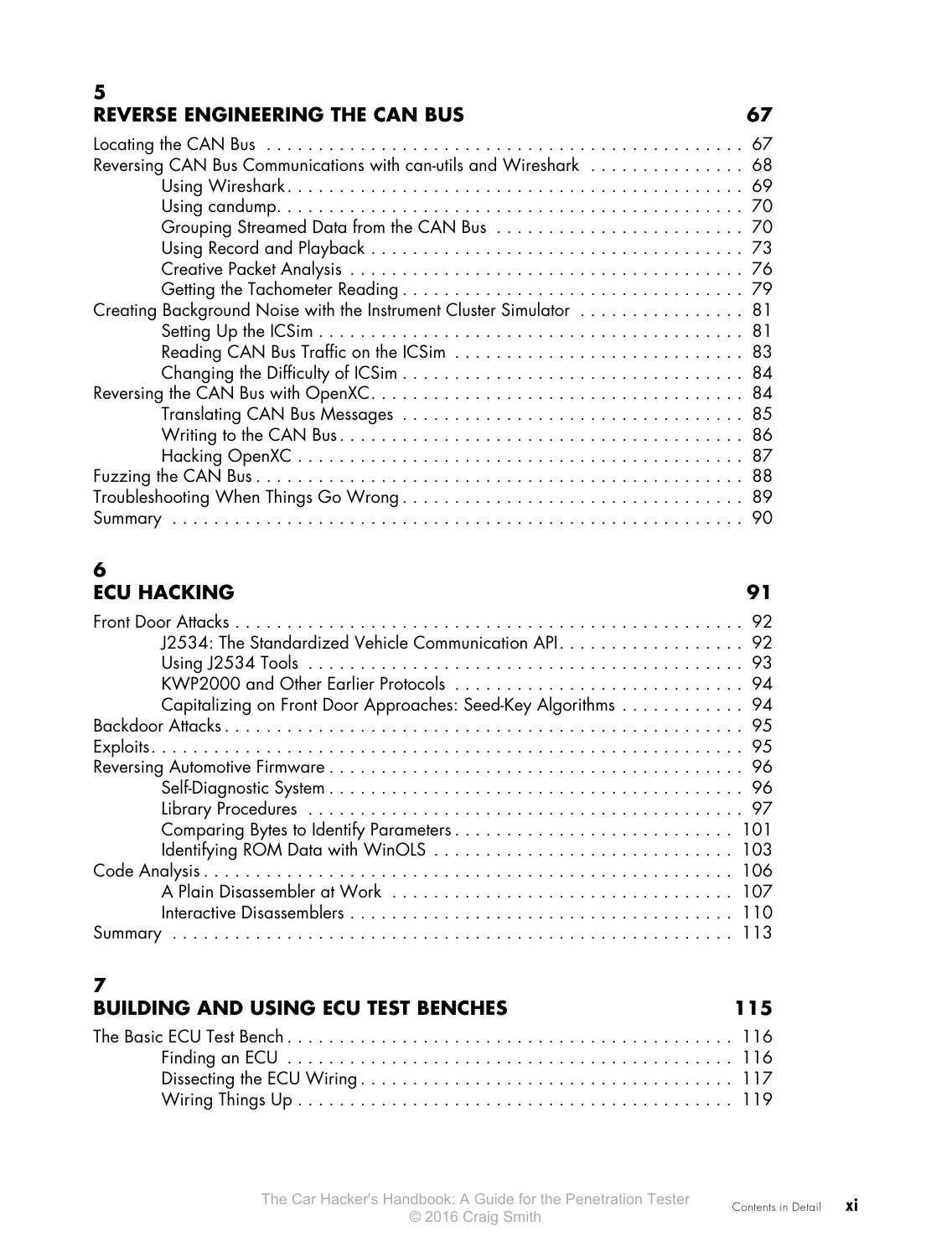## 5
## REVERSE ENGINEERING THE CAN BUS 67

Locating the CAN Bus . . . . . . . . . . . . . . . . . . . . . . . . . . . . . . . . . . . . . . . . . . . . . . 67
Reversing CAN Bus Communications with can-utils and Wireshark . . . . . . . . . . . . . . . 68
- Using Wireshark . . . . . . . . . . . . . . . . . . . . . . . . . . . . . . . . . . . . . . . . . . . . 69
- Using candump . . . . . . . . . . . . . . . . . . . . . . . . . . . . . . . . . . . . . . . . . . . . . 70
- Grouping Streamed Data from the CAN Bus . . . . . . . . . . . . . . . . . . . . . . . . 70
- Using Record and Playback . . . . . . . . . . . . . . . . . . . . . . . . . . . . . . . . . . . . 73
- Creative Packet Analysis . . . . . . . . . . . . . . . . . . . . . . . . . . . . . . . . . . . . . . 76
- Getting the Tachometer Reading . . . . . . . . . . . . . . . . . . . . . . . . . . . . . . . . . 79

Creating Background Noise with the Instrument Cluster Simulator . . . . . . . . . . . . . . . . 81
- Setting Up the ICSim . . . . . . . . . . . . . . . . . . . . . . . . . . . . . . . . . . . . . . . . . 81
- Reading CAN Bus Traffic on the ICSim . . . . . . . . . . . . . . . . . . . . . . . . . . . . 83
- Changing the Difficulty of ICSim . . . . . . . . . . . . . . . . . . . . . . . . . . . . . . . . . 84

Reversing the CAN Bus with OpenXC . . . . . . . . . . . . . . . . . . . . . . . . . . . . . . . . . . . . 84
- Translating CAN Bus Messages . . . . . . . . . . . . . . . . . . . . . . . . . . . . . . . . . . 85
- Writing to the CAN Bus . . . . . . . . . . . . . . . . . . . . . . . . . . . . . . . . . . . . . . . 86
- Hacking OpenXC . . . . . . . . . . . . . . . . . . . . . . . . . . . . . . . . . . . . . . . . . . . 87

Fuzzing the CAN Bus . . . . . . . . . . . . . . . . . . . . . . . . . . . . . . . . . . . . . . . . . . . . . . 88
Troubleshooting When Things Go Wrong . . . . . . . . . . . . . . . . . . . . . . . . . . . . . . . . . 89
Summary . . . . . . . . . . . . . . . . . . . . . . . . . . . . . . . . . . . . . . . . . . . . . . . . . . . . . 90

## 6
## ECU HACKING 91

Front Door Attacks . . . . . . . . . . . . . . . . . . . . . . . . . . . . . . . . . . . . . . . . . . . . . . . 92
- J2534: The Standardized Vehicle Communication API . . . . . . . . . . . . . . . . . . 92
- Using J2534 Tools . . . . . . . . . . . . . . . . . . . . . . . . . . . . . . . . . . . . . . . . . . 93
- KWP2000 and Other Earlier Protocols . . . . . . . . . . . . . . . . . . . . . . . . . . . . 94
- Capitalizing on Front Door Approaches: Seed-Key Algorithms . . . . . . . . . . . . 94

Backdoor Attacks . . . . . . . . . . . . . . . . . . . . . . . . . . . . . . . . . . . . . . . . . . . . . . . . 95
Exploits . . . . . . . . . . . . . . . . . . . . . . . . . . . . . . . . . . . . . . . . . . . . . . . . . . . . . . 95
Reversing Automotive Firmware . . . . . . . . . . . . . . . . . . . . . . . . . . . . . . . . . . . . . . . 96
- Self-Diagnostic System . . . . . . . . . . . . . . . . . . . . . . . . . . . . . . . . . . . . . . . . 96
- Library Procedures . . . . . . . . . . . . . . . . . . . . . . . . . . . . . . . . . . . . . . . . . . 97
- Comparing Bytes to Identify Parameters . . . . . . . . . . . . . . . . . . . . . . . . . . . 101
- Identifying ROM Data with WinOLS . . . . . . . . . . . . . . . . . . . . . . . . . . . . . 103

Code Analysis . . . . . . . . . . . . . . . . . . . . . . . . . . . . . . . . . . . . . . . . . . . . . . . . . . 106
- A Plain Disassembler at Work . . . . . . . . . . . . . . . . . . . . . . . . . . . . . . . . . 107
- Interactive Disassemblers . . . . . . . . . . . . . . . . . . . . . . . . . . . . . . . . . . . . . 110

Summary . . . . . . . . . . . . . . . . . . . . . . . . . . . . . . . . . . . . . . . . . . . . . . . . . . . . . 113

## 7
## BUILDING AND USING ECU TEST BENCHES 115

The Basic ECU Test Bench . . . . . . . . . . . . . . . . . . . . . . . . . . . . . . . . . . . . . . . . . . 116
- Finding an ECU . . . . . . . . . . . . . . . . . . . . . . . . . . . . . . . . . . . . . . . . . . . . 116
- Dissecting the ECU Wiring . . . . . . . . . . . . . . . . . . . . . . . . . . . . . . . . . . . . 117
- Wiring Things Up . . . . . . . . . . . . . . . . . . . . . . . . . . . . . . . . . . . . . . . . . . . 119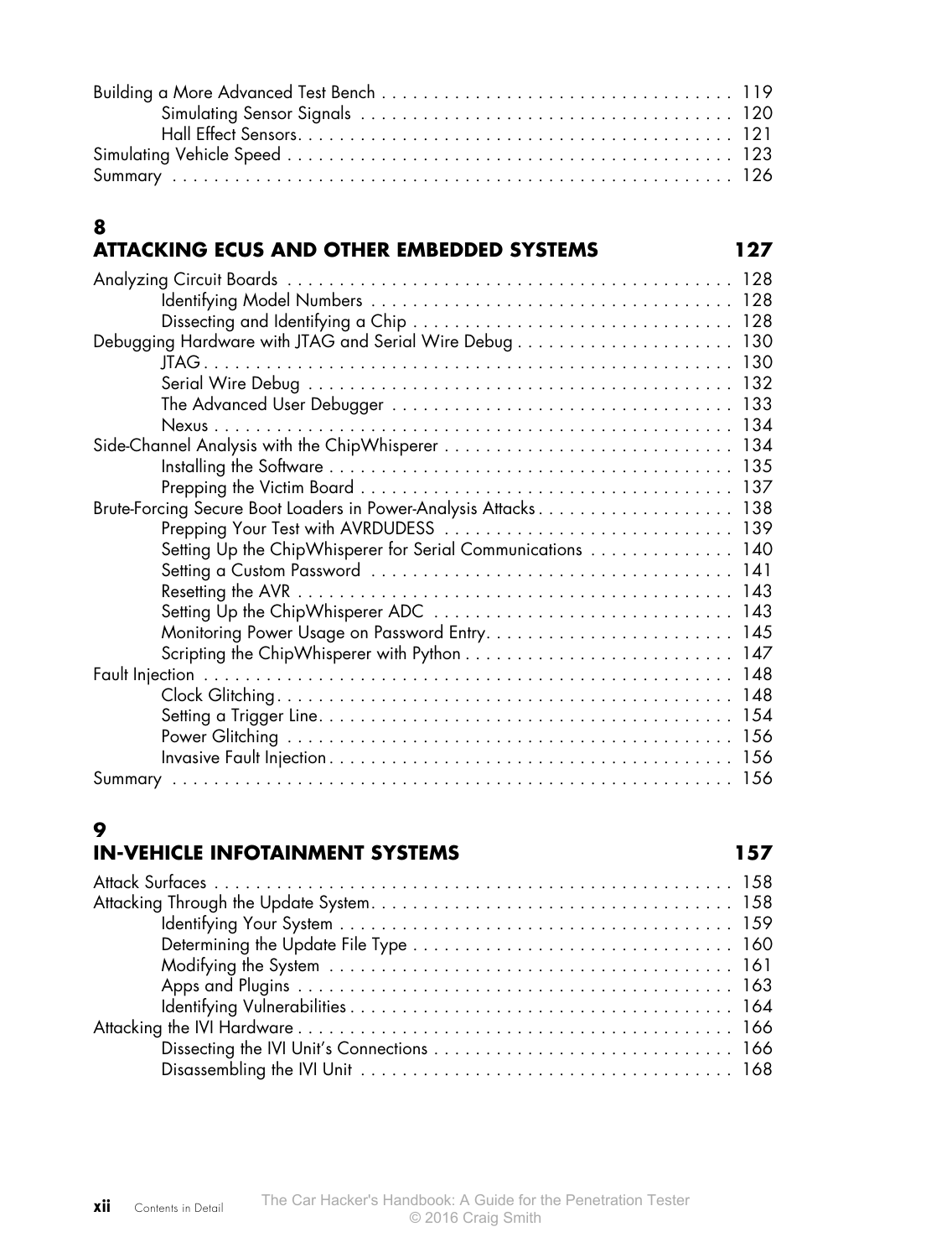Building a More Advanced Test Bench . . . . . . . . . . . . . . . . . . . . . . . . . . . . . . . . . . . 119
  Simulating Sensor Signals . . . . . . . . . . . . . . . . . . . . . . . . . . . . . . . . . . . . . 120
  Hall Effect Sensors . . . . . . . . . . . . . . . . . . . . . . . . . . . . . . . . . . . . . . . . . . 121
Simulating Vehicle Speed . . . . . . . . . . . . . . . . . . . . . . . . . . . . . . . . . . . . . . . . . . . . 123
Summary . . . . . . . . . . . . . . . . . . . . . . . . . . . . . . . . . . . . . . . . . . . . . . . . . . . . . . . 126

## 8
## ATTACKING ECUS AND OTHER EMBEDDED SYSTEMS 127

Analyzing Circuit Boards . . . . . . . . . . . . . . . . . . . . . . . . . . . . . . . . . . . . . . . . . . . . 128
  Identifying Model Numbers . . . . . . . . . . . . . . . . . . . . . . . . . . . . . . . . . . . . 128
  Dissecting and Identifying a Chip . . . . . . . . . . . . . . . . . . . . . . . . . . . . . . . 128
Debugging Hardware with JTAG and Serial Wire Debug . . . . . . . . . . . . . . . . . . . . . 130
  JTAG . . . . . . . . . . . . . . . . . . . . . . . . . . . . . . . . . . . . . . . . . . . . . . . . . . . . 130
  Serial Wire Debug . . . . . . . . . . . . . . . . . . . . . . . . . . . . . . . . . . . . . . . . . . 132
  The Advanced User Debugger . . . . . . . . . . . . . . . . . . . . . . . . . . . . . . . . . 133
  Nexus . . . . . . . . . . . . . . . . . . . . . . . . . . . . . . . . . . . . . . . . . . . . . . . . . . . 134
Side-Channel Analysis with the ChipWhisperer . . . . . . . . . . . . . . . . . . . . . . . . . . . . 134
  Installing the Software . . . . . . . . . . . . . . . . . . . . . . . . . . . . . . . . . . . . . . . 135
  Prepping the Victim Board . . . . . . . . . . . . . . . . . . . . . . . . . . . . . . . . . . . . 137
Brute-Forcing Secure Boot Loaders in Power-Analysis Attacks . . . . . . . . . . . . . . . . . . . 138
  Prepping Your Test with AVRDUDESS . . . . . . . . . . . . . . . . . . . . . . . . . . . . 139
  Setting Up the ChipWhisperer for Serial Communications . . . . . . . . . . . . . . 140
  Setting a Custom Password . . . . . . . . . . . . . . . . . . . . . . . . . . . . . . . . . . . 141
  Resetting the AVR . . . . . . . . . . . . . . . . . . . . . . . . . . . . . . . . . . . . . . . . . . 143
  Setting Up the ChipWhisperer ADC . . . . . . . . . . . . . . . . . . . . . . . . . . . . . 143
  Monitoring Power Usage on Password Entry . . . . . . . . . . . . . . . . . . . . . . . . 145
  Scripting the ChipWhisperer with Python . . . . . . . . . . . . . . . . . . . . . . . . . . 147
Fault Injection . . . . . . . . . . . . . . . . . . . . . . . . . . . . . . . . . . . . . . . . . . . . . . . . . . . 148
  Clock Glitching . . . . . . . . . . . . . . . . . . . . . . . . . . . . . . . . . . . . . . . . . . . . 148
  Setting a Trigger Line . . . . . . . . . . . . . . . . . . . . . . . . . . . . . . . . . . . . . . . . 154
  Power Glitching . . . . . . . . . . . . . . . . . . . . . . . . . . . . . . . . . . . . . . . . . . . . 156
  Invasive Fault Injection . . . . . . . . . . . . . . . . . . . . . . . . . . . . . . . . . . . . . . 156
Summary . . . . . . . . . . . . . . . . . . . . . . . . . . . . . . . . . . . . . . . . . . . . . . . . . . . . . . . 156

## 9
## IN-VEHICLE INFOTAINMENT SYSTEMS 157

Attack Surfaces . . . . . . . . . . . . . . . . . . . . . . . . . . . . . . . . . . . . . . . . . . . . . . . . . . 158
Attacking Through the Update System . . . . . . . . . . . . . . . . . . . . . . . . . . . . . . . . . . . 158
  Identifying Your System . . . . . . . . . . . . . . . . . . . . . . . . . . . . . . . . . . . . . . 159
  Determining the Update File Type . . . . . . . . . . . . . . . . . . . . . . . . . . . . . . 160
  Modifying the System . . . . . . . . . . . . . . . . . . . . . . . . . . . . . . . . . . . . . . . 161
  Apps and Plugins . . . . . . . . . . . . . . . . . . . . . . . . . . . . . . . . . . . . . . . . . . 163
  Identifying Vulnerabilities . . . . . . . . . . . . . . . . . . . . . . . . . . . . . . . . . . . . 164
Attacking the IVI Hardware . . . . . . . . . . . . . . . . . . . . . . . . . . . . . . . . . . . . . . . . . . 166
  Dissecting the IVI Unit's Connections . . . . . . . . . . . . . . . . . . . . . . . . . . . . 166
  Disassembling the IVI Unit . . . . . . . . . . . . . . . . . . . . . . . . . . . . . . . . . . . . 168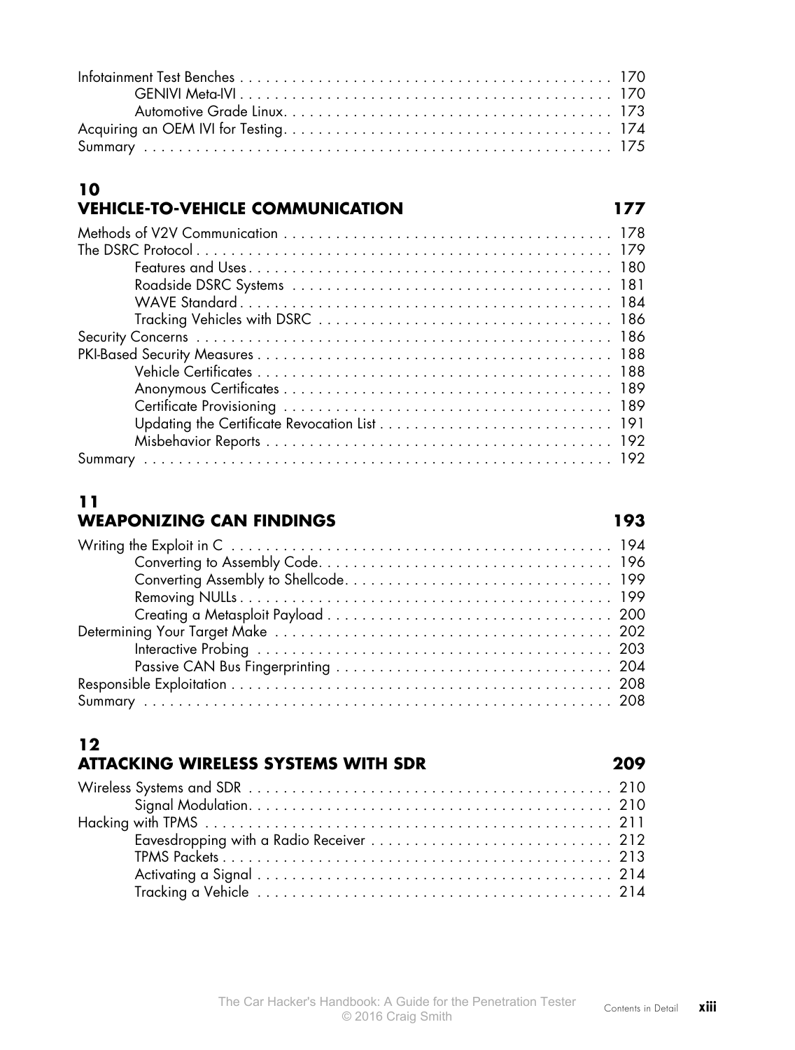Infotainment Test Benches . . . . . . . . . . . . . . . . . . . . . . . . . . . . . . . . . . . . . . . . . . . . 170
    GENIVI Meta-IVI . . . . . . . . . . . . . . . . . . . . . . . . . . . . . . . . . . . . . . . . . . . . 170
    Automotive Grade Linux . . . . . . . . . . . . . . . . . . . . . . . . . . . . . . . . . . . . . . . 173
Acquiring an OEM IVI for Testing . . . . . . . . . . . . . . . . . . . . . . . . . . . . . . . . . . . . . . . 174
Summary . . . . . . . . . . . . . . . . . . . . . . . . . . . . . . . . . . . . . . . . . . . . . . . . . . . . . . 175

## 10
## VEHICLE-TO-VEHICLE COMMUNICATION 177

Methods of V2V Communication . . . . . . . . . . . . . . . . . . . . . . . . . . . . . . . . . . . . . . . 178
The DSRC Protocol . . . . . . . . . . . . . . . . . . . . . . . . . . . . . . . . . . . . . . . . . . . . . . . . . 179
    Features and Uses . . . . . . . . . . . . . . . . . . . . . . . . . . . . . . . . . . . . . . . . . . . . 180
    Roadside DSRC Systems . . . . . . . . . . . . . . . . . . . . . . . . . . . . . . . . . . . . . . . 181
    WAVE Standard . . . . . . . . . . . . . . . . . . . . . . . . . . . . . . . . . . . . . . . . . . . . . . 184
    Tracking Vehicles with DSRC . . . . . . . . . . . . . . . . . . . . . . . . . . . . . . . . . . . . 186
Security Concerns . . . . . . . . . . . . . . . . . . . . . . . . . . . . . . . . . . . . . . . . . . . . . . . . . 186
PKI-Based Security Measures . . . . . . . . . . . . . . . . . . . . . . . . . . . . . . . . . . . . . . . . . . 188
    Vehicle Certificates . . . . . . . . . . . . . . . . . . . . . . . . . . . . . . . . . . . . . . . . . . . . 188
    Anonymous Certificates . . . . . . . . . . . . . . . . . . . . . . . . . . . . . . . . . . . . . . . . . 189
    Certificate Provisioning . . . . . . . . . . . . . . . . . . . . . . . . . . . . . . . . . . . . . . . . . 189
    Updating the Certificate Revocation List . . . . . . . . . . . . . . . . . . . . . . . . . . . 191
    Misbehavior Reports . . . . . . . . . . . . . . . . . . . . . . . . . . . . . . . . . . . . . . . . . . . 192
Summary . . . . . . . . . . . . . . . . . . . . . . . . . . . . . . . . . . . . . . . . . . . . . . . . . . . . . . 192

## 11
## WEAPONIZING CAN FINDINGS 193

Writing the Exploit in C . . . . . . . . . . . . . . . . . . . . . . . . . . . . . . . . . . . . . . . . . . . . . 194
    Converting to Assembly Code . . . . . . . . . . . . . . . . . . . . . . . . . . . . . . . . . . . . 196
    Converting Assembly to Shellcode . . . . . . . . . . . . . . . . . . . . . . . . . . . . . . . . 199
    Removing NULLs . . . . . . . . . . . . . . . . . . . . . . . . . . . . . . . . . . . . . . . . . . . . . 199
    Creating a Metasploit Payload . . . . . . . . . . . . . . . . . . . . . . . . . . . . . . . . . . . 200
Determining Your Target Make . . . . . . . . . . . . . . . . . . . . . . . . . . . . . . . . . . . . . . . . . 202
    Interactive Probing . . . . . . . . . . . . . . . . . . . . . . . . . . . . . . . . . . . . . . . . . . . . 203
    Passive CAN Bus Fingerprinting . . . . . . . . . . . . . . . . . . . . . . . . . . . . . . . . . . 204
Responsible Exploitation . . . . . . . . . . . . . . . . . . . . . . . . . . . . . . . . . . . . . . . . . . . . 208
Summary . . . . . . . . . . . . . . . . . . . . . . . . . . . . . . . . . . . . . . . . . . . . . . . . . . . . . . 208

## 12
## ATTACKING WIRELESS SYSTEMS WITH SDR 209

Wireless Systems and SDR . . . . . . . . . . . . . . . . . . . . . . . . . . . . . . . . . . . . . . . . . . . 210
    Signal Modulation . . . . . . . . . . . . . . . . . . . . . . . . . . . . . . . . . . . . . . . . . . . . . 210
Hacking with TPMS . . . . . . . . . . . . . . . . . . . . . . . . . . . . . . . . . . . . . . . . . . . . . . . . 211
    Eavesdropping with a Radio Receiver . . . . . . . . . . . . . . . . . . . . . . . . . . . . . 212
    TPMS Packets . . . . . . . . . . . . . . . . . . . . . . . . . . . . . . . . . . . . . . . . . . . . . . . 213
    Activating a Signal . . . . . . . . . . . . . . . . . . . . . . . . . . . . . . . . . . . . . . . . . . . . 214
    Tracking a Vehicle . . . . . . . . . . . . . . . . . . . . . . . . . . . . . . . . . . . . . . . . . . . . 214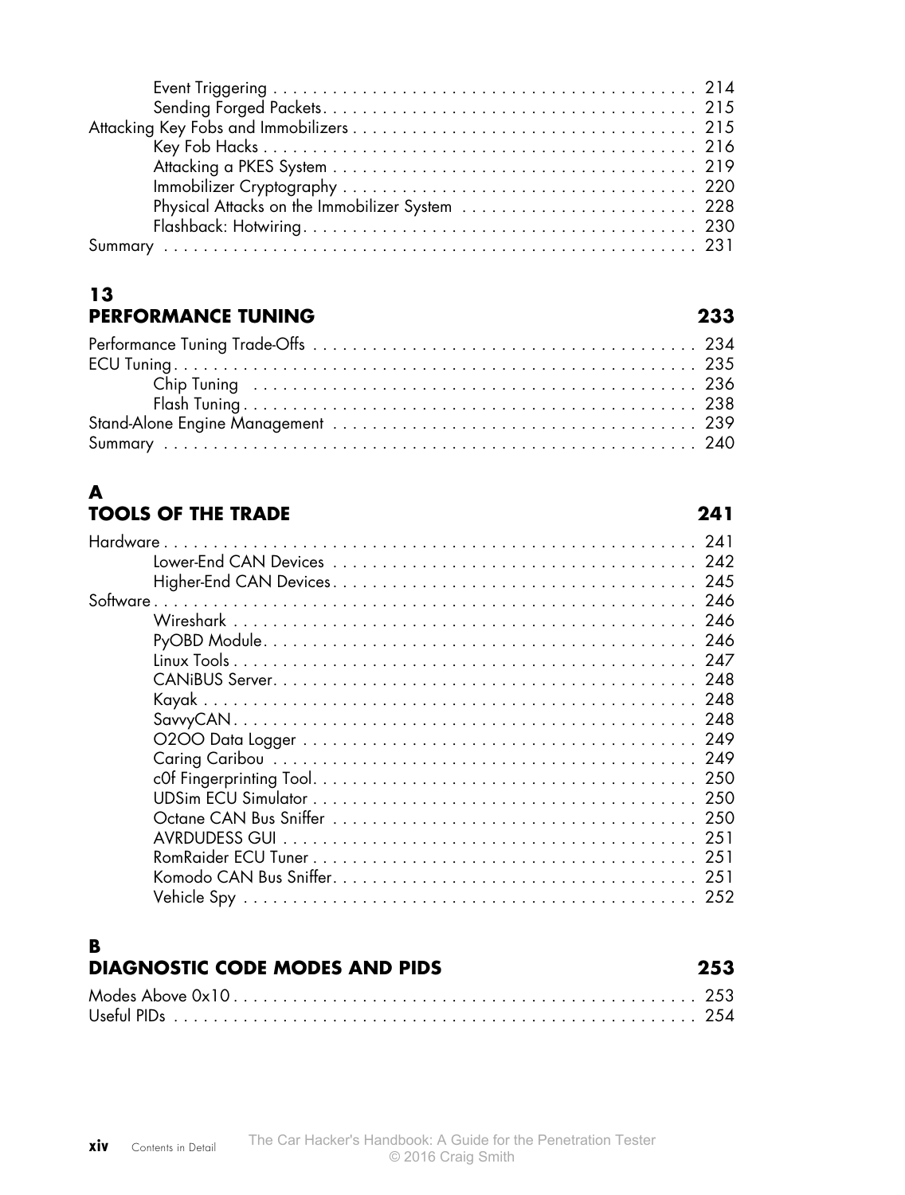Event Triggering . . . . . . . . . . . . . . . . . . . . . . . . . . . . . . . . . . . . . . . . . . . . 214
Sending Forged Packets . . . . . . . . . . . . . . . . . . . . . . . . . . . . . . . . . . . . . . . 215
Attacking Key Fobs and Immobilizers . . . . . . . . . . . . . . . . . . . . . . . . . . . . . . . . . . . 215
Key Fob Hacks . . . . . . . . . . . . . . . . . . . . . . . . . . . . . . . . . . . . . . . . . . . . . 216
Attacking a PKES System . . . . . . . . . . . . . . . . . . . . . . . . . . . . . . . . . . . . . . 219
Immobilizer Cryptography . . . . . . . . . . . . . . . . . . . . . . . . . . . . . . . . . . . . . 220
Physical Attacks on the Immobilizer System . . . . . . . . . . . . . . . . . . . . . . . . 228
Flashback: Hotwiring . . . . . . . . . . . . . . . . . . . . . . . . . . . . . . . . . . . . . . . . . 230
Summary . . . . . . . . . . . . . . . . . . . . . . . . . . . . . . . . . . . . . . . . . . . . . . . . . . . . 231

## 13 PERFORMANCE TUNING 233

Performance Tuning Trade-Offs . . . . . . . . . . . . . . . . . . . . . . . . . . . . . . . . . . . . . . 234
ECU Tuning . . . . . . . . . . . . . . . . . . . . . . . . . . . . . . . . . . . . . . . . . . . . . . . . . . 235
Chip Tuning . . . . . . . . . . . . . . . . . . . . . . . . . . . . . . . . . . . . . . . . . . . . . . . 236
Flash Tuning . . . . . . . . . . . . . . . . . . . . . . . . . . . . . . . . . . . . . . . . . . . . . . . 238
Stand-Alone Engine Management . . . . . . . . . . . . . . . . . . . . . . . . . . . . . . . . . . . . . 239
Summary . . . . . . . . . . . . . . . . . . . . . . . . . . . . . . . . . . . . . . . . . . . . . . . . . . . . 240

## A TOOLS OF THE TRADE 241

Hardware . . . . . . . . . . . . . . . . . . . . . . . . . . . . . . . . . . . . . . . . . . . . . . . . . . . 241
Lower-End CAN Devices . . . . . . . . . . . . . . . . . . . . . . . . . . . . . . . . . . . . . . . 242
Higher-End CAN Devices . . . . . . . . . . . . . . . . . . . . . . . . . . . . . . . . . . . . . . . 245
Software . . . . . . . . . . . . . . . . . . . . . . . . . . . . . . . . . . . . . . . . . . . . . . . . . . . . 246
Wireshark . . . . . . . . . . . . . . . . . . . . . . . . . . . . . . . . . . . . . . . . . . . . . . . . 246
PyOBD Module . . . . . . . . . . . . . . . . . . . . . . . . . . . . . . . . . . . . . . . . . . . . . 246
Linux Tools . . . . . . . . . . . . . . . . . . . . . . . . . . . . . . . . . . . . . . . . . . . . . . . . 247
CANiBUS Server . . . . . . . . . . . . . . . . . . . . . . . . . . . . . . . . . . . . . . . . . . . . . 248
Kayak . . . . . . . . . . . . . . . . . . . . . . . . . . . . . . . . . . . . . . . . . . . . . . . . . . . . 248
SavvyCAN . . . . . . . . . . . . . . . . . . . . . . . . . . . . . . . . . . . . . . . . . . . . . . . . . 248
O2OO Data Logger . . . . . . . . . . . . . . . . . . . . . . . . . . . . . . . . . . . . . . . . . . . 249
Caring Caribou . . . . . . . . . . . . . . . . . . . . . . . . . . . . . . . . . . . . . . . . . . . . . . 249
c0f Fingerprinting Tool . . . . . . . . . . . . . . . . . . . . . . . . . . . . . . . . . . . . . . . . 250
UDSim ECU Simulator . . . . . . . . . . . . . . . . . . . . . . . . . . . . . . . . . . . . . . . . . 250
Octane CAN Bus Sniffer . . . . . . . . . . . . . . . . . . . . . . . . . . . . . . . . . . . . . . . 250
AVRDUDESS GUI . . . . . . . . . . . . . . . . . . . . . . . . . . . . . . . . . . . . . . . . . . . . 251
RomRaider ECU Tuner . . . . . . . . . . . . . . . . . . . . . . . . . . . . . . . . . . . . . . . . . 251
Komodo CAN Bus Sniffer . . . . . . . . . . . . . . . . . . . . . . . . . . . . . . . . . . . . . . . 251
Vehicle Spy . . . . . . . . . . . . . . . . . . . . . . . . . . . . . . . . . . . . . . . . . . . . . . . . 252

## B DIAGNOSTIC CODE MODES AND PIDS 253

Modes Above 0x10 . . . . . . . . . . . . . . . . . . . . . . . . . . . . . . . . . . . . . . . . . . . . . 253
Useful PIDs . . . . . . . . . . . . . . . . . . . . . . . . . . . . . . . . . . . . . . . . . . . . . . . . . . 254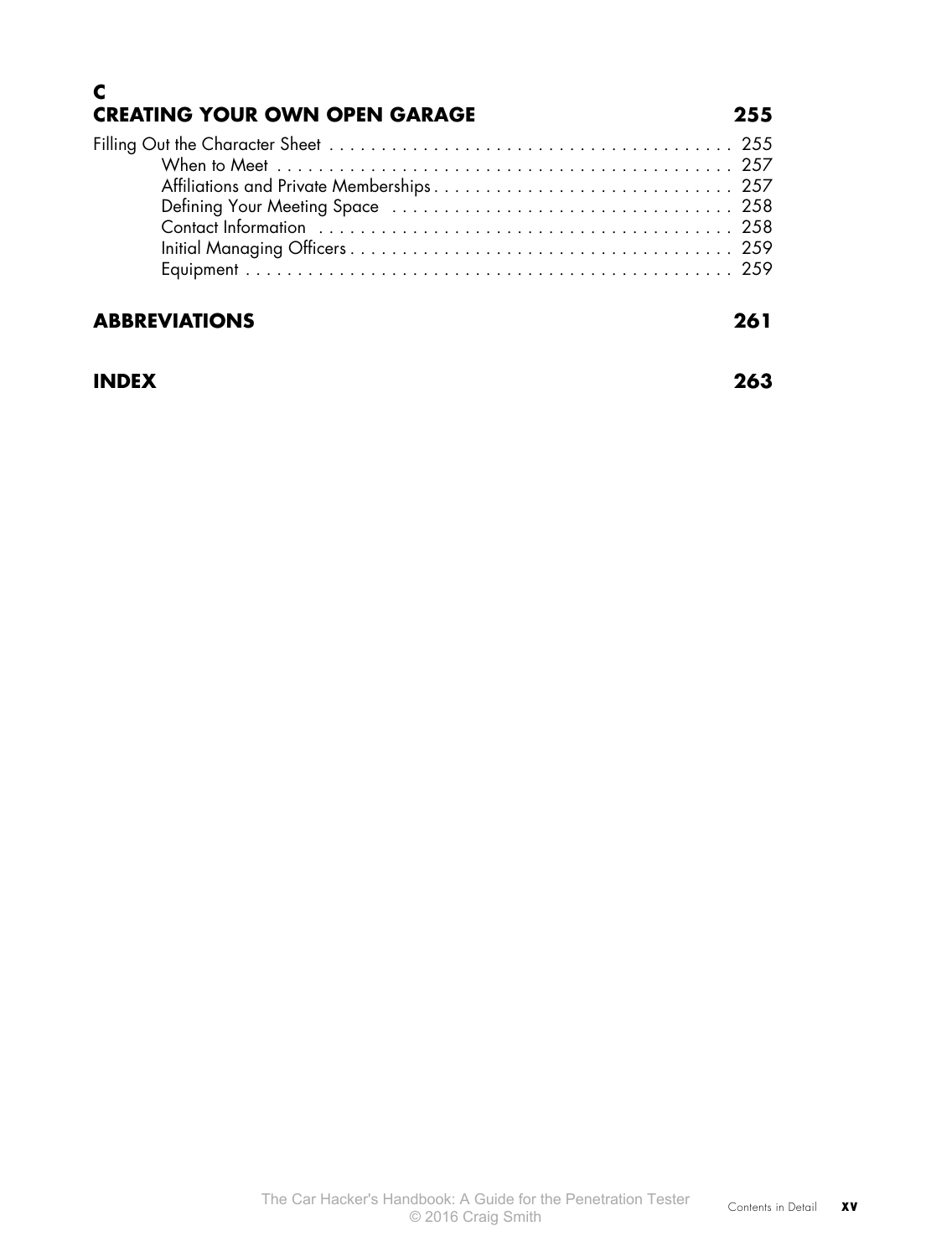## C
## CREATING YOUR OWN OPEN GARAGE 255

Filling Out the Character Sheet . . . . . . . . . . . . . . . . . . . . . . . . . . . . . . . . . . . . . . . . 255
- When to Meet . . . . . . . . . . . . . . . . . . . . . . . . . . . . . . . . . . . . . . . . . . . . . 257
- Affiliations and Private Memberships . . . . . . . . . . . . . . . . . . . . . . . . . . . . . 257
- Defining Your Meeting Space . . . . . . . . . . . . . . . . . . . . . . . . . . . . . . . . . . 258
- Contact Information . . . . . . . . . . . . . . . . . . . . . . . . . . . . . . . . . . . . . . . . 258
- Initial Managing Officers . . . . . . . . . . . . . . . . . . . . . . . . . . . . . . . . . . . . . 259
- Equipment . . . . . . . . . . . . . . . . . . . . . . . . . . . . . . . . . . . . . . . . . . . . . . . 259

## ABBREVIATIONS 261

## INDEX 263